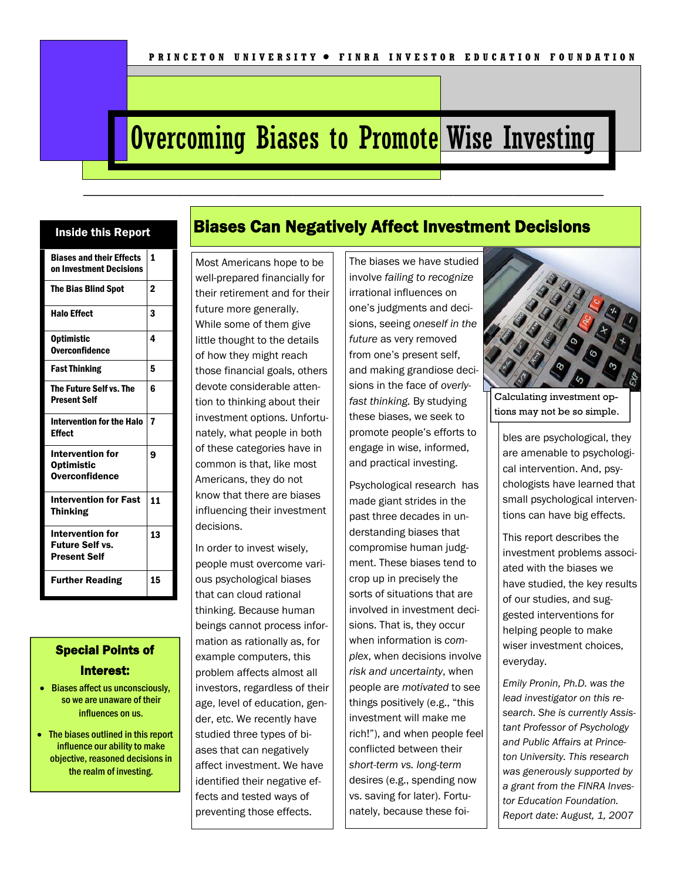PRINCETON UNIVERSITY • FINRA INVESTOR EDUCATION FOUNDATION

# Overcoming Biases to Promote Wise Investing

**Inside this Report**

| | |
|---|---|
| Biases and their Effects on Investment Decisions | 1 |
| The Bias Blind Spot | 2 |
| Halo Effect | 3 |
| Optimistic Overconfidence | 4 |
| Fast Thinking | 5 |
| The Future Self vs. The Present Self | 6 |
| Intervention for the Halo Effect | 7 |
| Intervention for Optimistic Overconfidence | 9 |
| Intervention for Fast Thinking | 11 |
| Intervention for Future Self vs. Present Self | 13 |
| Further Reading | 15 |

**Special Points of Interest:**

- Biases affect us unconsciously, so we are unaware of their influences on us.
- The biases outlined in this report influence our ability to make objective, reasoned decisions in the realm of investing.

## Biases Can Negatively Affect Investment Decisions

Most Americans hope to be well-prepared financially for their retirement and for their future more generally. While some of them give little thought to the details of how they might reach those financial goals, others devote considerable attention to thinking about their investment options. Unfortunately, what people in both of these categories have in common is that, like most Americans, they do not know that there are biases influencing their investment decisions.

In order to invest wisely, people must overcome various psychological biases that can cloud rational thinking. Because human beings cannot process information as rationally as, for example computers, this problem affects almost all investors, regardless of their age, level of education, gender, etc. We recently have studied three types of biases that can negatively affect investment. We have identified their negative effects and tested ways of preventing those effects.

The biases we have studied involve *failing to recognize* irrational influences on one's judgments and decisions, seeing *oneself in the future* as very removed from one's present self, and making grandiose decisions in the face of *overly-fast thinking.* By studying these biases, we seek to promote people's efforts to engage in wise, informed, and practical investing.

Psychological research has made giant strides in the past three decades in understanding biases that compromise human judgment. These biases tend to crop up in precisely the sorts of situations that are involved in investment decisions. That is, they occur when information is *complex*, when decisions involve *risk and uncertainty*, when people are *motivated* to see things positively (e.g., "this investment will make me rich!"), and when people feel conflicted between their *short-term vs. long-term* desires (e.g., spending now vs. saving for later). Fortunately, because these foibles are psychological, they are amenable to psychological intervention. And, psychologists have learned that small psychological interventions can have big effects.

Calculating investment options may not be so simple.

This report describes the investment problems associated with the biases we have studied, the key results of our studies, and suggested interventions for helping people to make wiser investment choices, everyday.

*Emily Pronin, Ph.D. was the lead investigator on this research. She is currently Assistant Professor of Psychology and Public Affairs at Princeton University. This research was generously supported by a grant from the FINRA Investor Education Foundation. Report date: August, 1, 2007*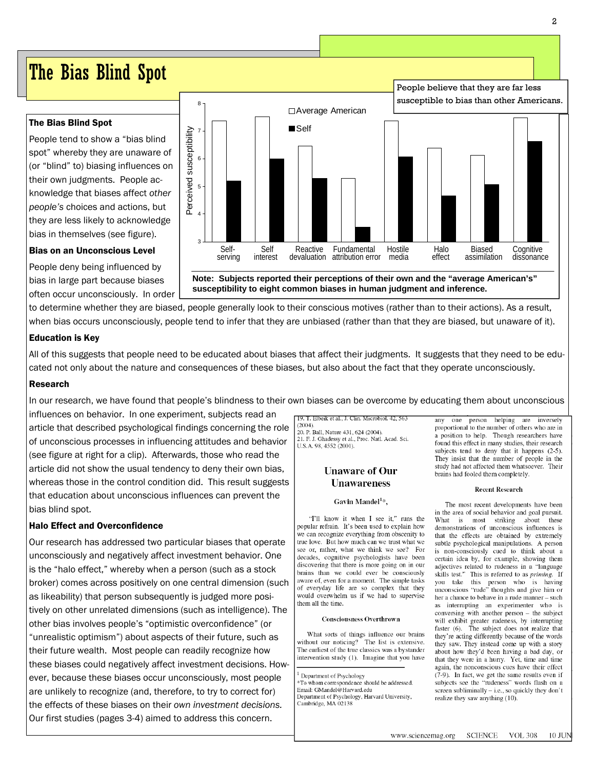# The Bias Blind Spot

### The Bias Blind Spot

People tend to show a "bias blind spot" whereby they are unaware of (or "blind" to) biasing influences on their own judgments. People acknowledge that biases affect *other people's* choices and actions, but they are less likely to acknowledge bias in themselves (see figure).

People believe that they are far less susceptible to bias than other Americans.

**Note: Subjects reported their perceptions of their own and the "average American's" susceptibility to eight common biases in human judgment and inference.**

### Bias on an Unconscious Level

People deny being influenced by bias in large part because biases often occur unconsciously. In order to determine whether they are biased, people generally look to their conscious motives (rather than to their actions). As a result, when bias occurs unconsciously, people tend to infer that they are unbiased (rather than that they are biased, but unaware of it).

### Education is Key

All of this suggests that people need to be educated about biases that affect their judgments. It suggests that they need to be educated not only about the nature and consequences of these biases, but also about the fact that they operate unconsciously.

### Research

In our research, we have found that people's blindness to their own biases can be overcome by educating them about unconscious influences on behavior. In one experiment, subjects read an article that described psychological findings concerning the role of unconscious processes in influencing attitudes and behavior (see figure at right for a clip). Afterwards, those who read the article did not show the usual tendency to deny their own bias, whereas those in the control condition did. This result suggests that education about unconscious influences can prevent the bias blind spot.

### Halo Effect and Overconfidence

Our research has addressed two particular biases that operate unconsciously and negatively affect investment behavior. One is the "halo effect," whereby when a person (such as a stock broker) comes across positively on one central dimension (such as likeability) that person subsequently is judged more positively on other unrelated dimensions (such as intelligence). The other bias involves people's "optimistic overconfidence" (or "unrealistic optimism") about aspects of their future, such as their future wealth. Most people can readily recognize how these biases could negatively affect investment decisions. However, because these biases occur unconsciously, most people are unlikely to recognize (and, therefore, to try to correct for) the effects of these biases on their *own investment decisions.* Our first studies (pages 3-4) aimed to address this concern.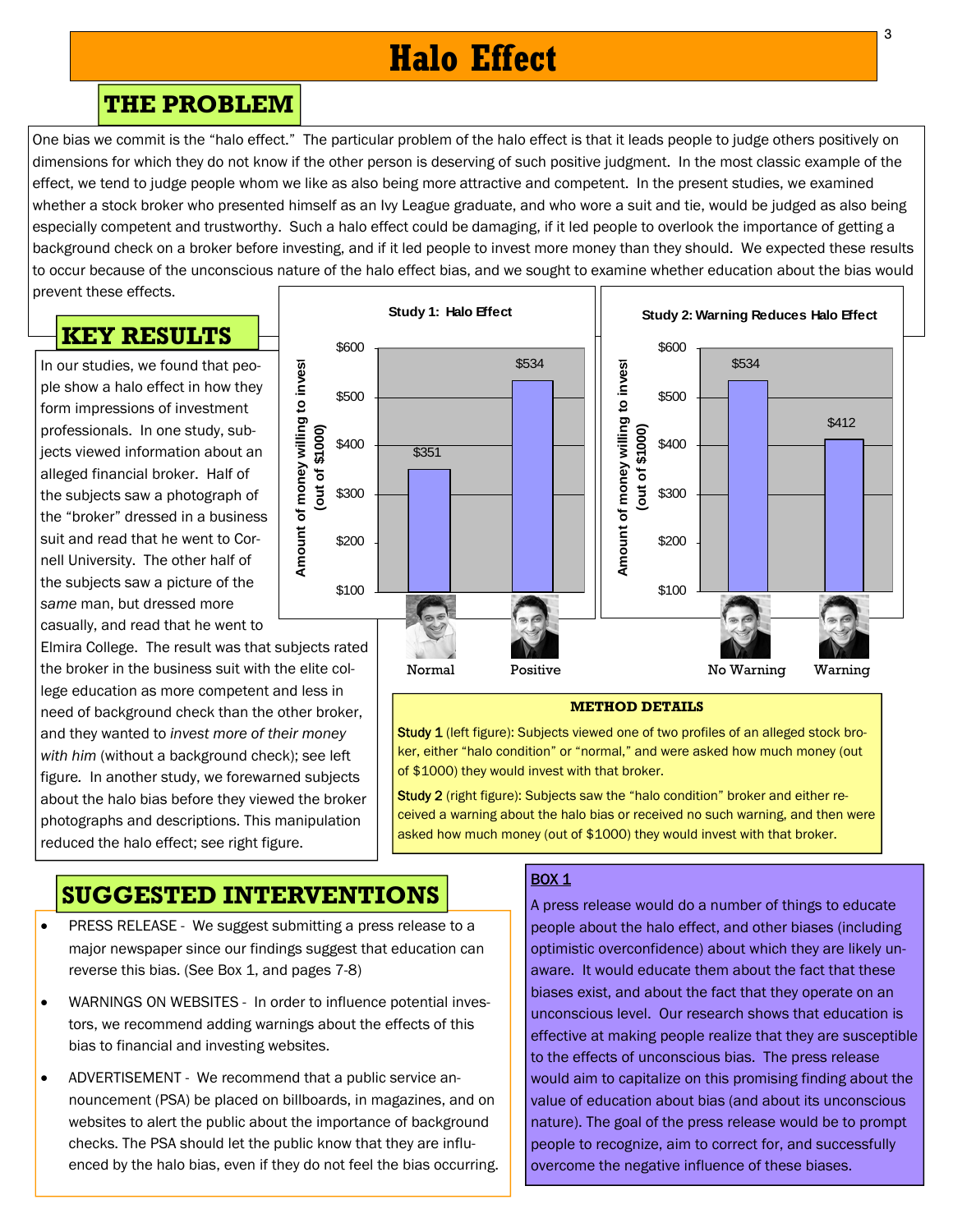# Halo Effect

## THE PROBLEM

One bias we commit is the "halo effect." The particular problem of the halo effect is that it leads people to judge others positively on dimensions for which they do not know if the other person is deserving of such positive judgment. In the most classic example of the effect, we tend to judge people whom we like as also being more attractive and competent. In the present studies, we examined whether a stock broker who presented himself as an Ivy League graduate, and who wore a suit and tie, would be judged as also being especially competent and trustworthy. Such a halo effect could be damaging, if it led people to overlook the importance of getting a background check on a broker before investing, and if it led people to invest more money than they should. We expected these results to occur because of the unconscious nature of the halo effect bias, and we sought to examine whether education about the bias would prevent these effects.

## KEY RESULTS

In our studies, we found that people show a halo effect in how they form impressions of investment professionals. In one study, subjects viewed information about an alleged financial broker. Half of the subjects saw a photograph of the "broker" dressed in a business suit and read that he went to Cornell University. The other half of the subjects saw a picture of the *same* man, but dressed more casually, and read that he went to Elmira College. The result was that subjects rated the broker in the business suit with the elite college education as more competent and less in need of background check than the other broker, and they wanted to *invest more of their money with him* (without a background check); see left figure. In another study, we forewarned subjects about the halo bias before they viewed the broker photographs and descriptions. This manipulation reduced the halo effect; see right figure.

**Study 1: Halo Effect**

| Condition | Amount of money willing to invest (out of $1000) |
|---|---|
| Normal | $351 |
| Positive | $534 |

**Study 2: Warning Reduces Halo Effect**

| Condition | Amount of money willing to invest (out of $1000) |
|---|---|
| No Warning | $534 |
| Warning | $412 |

**METHOD DETAILS**

**Study 1** (left figure): Subjects viewed one of two profiles of an alleged stock broker, either "halo condition" or "normal," and were asked how much money (out of $1000) they would invest with that broker.

**Study 2** (right figure): Subjects saw the "halo condition" broker and either received a warning about the halo bias or received no such warning, and then were asked how much money (out of $1000) they would invest with that broker.

## SUGGESTED INTERVENTIONS

- PRESS RELEASE - We suggest submitting a press release to a major newspaper since our findings suggest that education can reverse this bias. (See Box 1, and pages 7-8)
- WARNINGS ON WEBSITES - In order to influence potential investors, we recommend adding warnings about the effects of this bias to financial and investing websites.
- ADVERTISEMENT - We recommend that a public service announcement (PSA) be placed on billboards, in magazines, and on websites to alert the public about the importance of background checks. The PSA should let the public know that they are influenced by the halo bias, even if they do not feel the bias occurring.

**BOX 1**

A press release would do a number of things to educate people about the halo effect, and other biases (including optimistic overconfidence) about which they are likely unaware. It would educate them about the fact that these biases exist, and about the fact that they operate on an unconscious level. Our research shows that education is effective at making people realize that they are susceptible to the effects of unconscious bias. The press release would aim to capitalize on this promising finding about the value of education about bias (and about its unconscious nature). The goal of the press release would be to prompt people to recognize, aim to correct for, and successfully overcome the negative influence of these biases.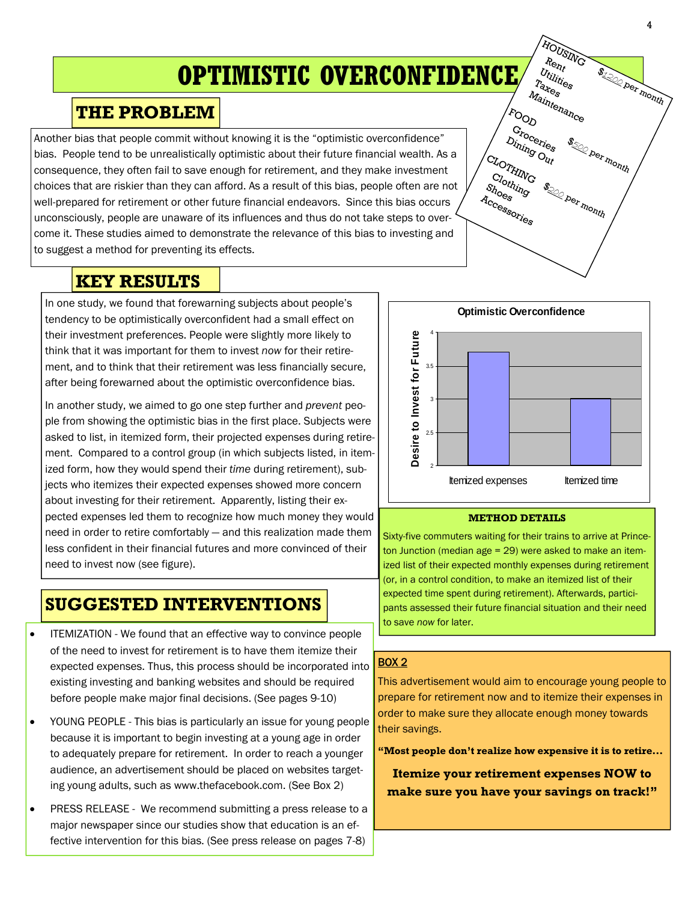# OPTIMISTIC OVERCONFIDENCE

HOUSING
Rent
Utilities
Taxes
Maintenance
$1200 per month

FOOD
Groceries
Dining Out
$500 per month

CLOTHING
Clothing
Shoes
Accessories
$200 per month

## THE PROBLEM

Another bias that people commit without knowing it is the "optimistic overconfidence" bias. People tend to be unrealistically optimistic about their future financial wealth. As a consequence, they often fail to save enough for retirement, and they make investment choices that are riskier than they can afford. As a result of this bias, people often are not well-prepared for retirement or other future financial endeavors. Since this bias occurs unconsciously, people are unaware of its influences and thus do not take steps to overcome it. These studies aimed to demonstrate the relevance of this bias to investing and to suggest a method for preventing its effects.

## KEY RESULTS

In one study, we found that forewarning subjects about people's tendency to be optimistically overconfident had a small effect on their investment preferences. People were slightly more likely to think that it was important for them to invest *now* for their retirement, and to think that their retirement was less financially secure, after being forewarned about the optimistic overconfidence bias.

In another study, we aimed to go one step further and *prevent* people from showing the optimistic bias in the first place. Subjects were asked to list, in itemized form, their projected expenses during retirement. Compared to a control group (in which subjects listed, in itemized form, how they would spend their *time* during retirement), subjects who itemizes their expected expenses showed more concern about investing for their retirement. Apparently, listing their expected expenses led them to recognize how much money they would need in order to retire comfortably — and this realization made them less confident in their financial futures and more convinced of their need to invest now (see figure).

**Optimistic Overconfidence**

| | Desire to Invest for Future |
|---|---|
| Itemized expenses | ~3.7 |
| Itemized time | ~3.0 |

### METHOD DETAILS

Sixty-five commuters waiting for their trains to arrive at Princeton Junction (median age = 29) were asked to make an itemized list of their expected monthly expenses during retirement (or, in a control condition, to make an itemized list of their expected time spent during retirement). Afterwards, participants assessed their future financial situation and their need to save *now* for later.

## SUGGESTED INTERVENTIONS

- ITEMIZATION - We found that an effective way to convince people of the need to invest for retirement is to have them itemize their expected expenses. Thus, this process should be incorporated into existing investing and banking websites and should be required before people make major final decisions. (See pages 9-10)
- YOUNG PEOPLE - This bias is particularly an issue for young people because it is important to begin investing at a young age in order to adequately prepare for retirement. In order to reach a younger audience, an advertisement should be placed on websites targeting young adults, such as www.thefacebook.com. (See Box 2)
- PRESS RELEASE - We recommend submitting a press release to a major newspaper since our studies show that education is an effective intervention for this bias. (See press release on pages 7-8)

### BOX 2

This advertisement would aim to encourage young people to prepare for retirement now and to itemize their expenses in order to make sure they allocate enough money towards their savings.

**"Most people don't realize how expensive it is to retire…**

**Itemize your retirement expenses NOW to make sure you have your savings on track!"**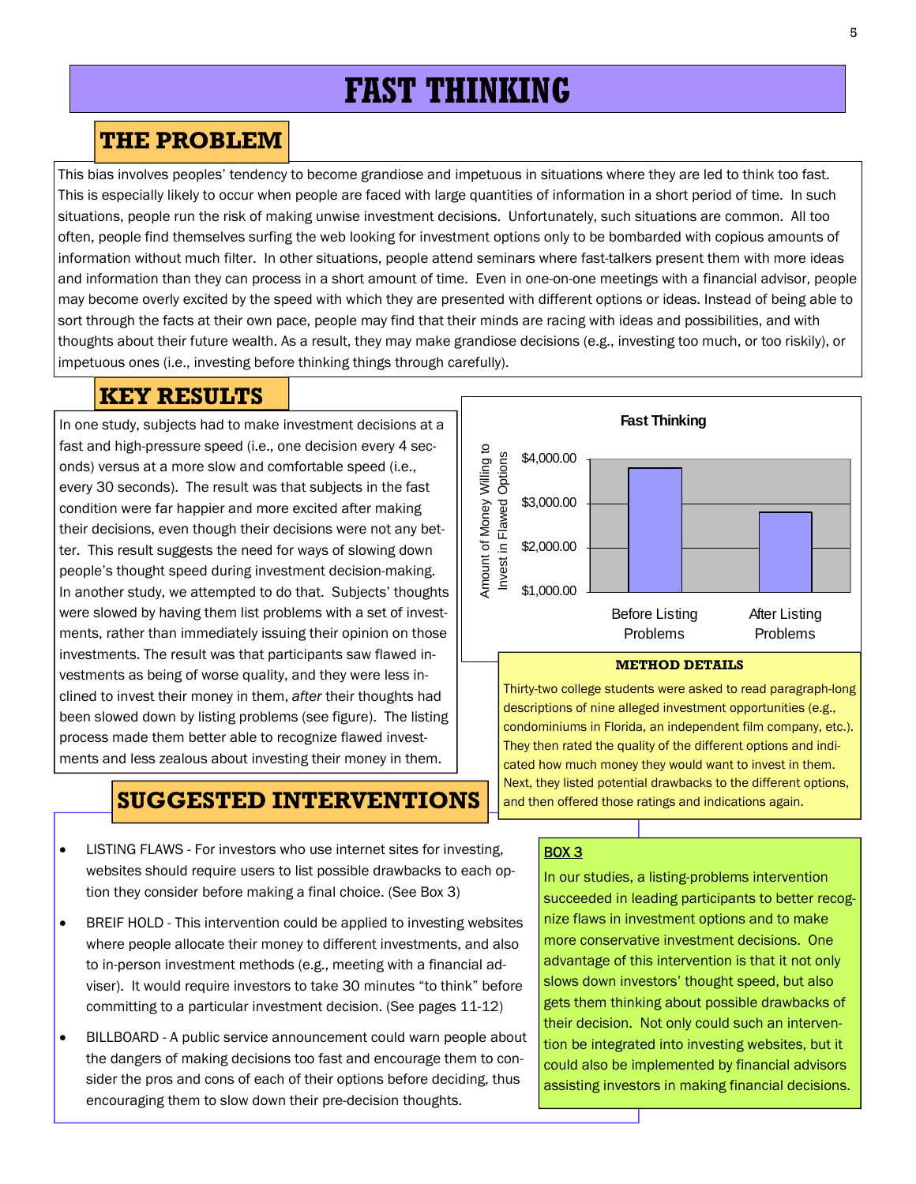# FAST THINKING

## THE PROBLEM

This bias involves peoples' tendency to become grandiose and impetuous in situations where they are led to think too fast. This is especially likely to occur when people are faced with large quantities of information in a short period of time. In such situations, people run the risk of making unwise investment decisions. Unfortunately, such situations are common. All too often, people find themselves surfing the web looking for investment options only to be bombarded with copious amounts of information without much filter. In other situations, people attend seminars where fast-talkers present them with more ideas and information than they can process in a short amount of time. Even in one-on-one meetings with a financial advisor, people may become overly excited by the speed with which they are presented with different options or ideas. Instead of being able to sort through the facts at their own pace, people may find that their minds are racing with ideas and possibilities, and with thoughts about their future wealth. As a result, they may make grandiose decisions (e.g., investing too much, or too riskily), or impetuous ones (i.e., investing before thinking things through carefully).

## KEY RESULTS

In one study, subjects had to make investment decisions at a fast and high-pressure speed (i.e., one decision every 4 seconds) versus at a more slow and comfortable speed (i.e., every 30 seconds). The result was that subjects in the fast condition were far happier and more excited after making their decisions, even though their decisions were not any better. This result suggests the need for ways of slowing down people's thought speed during investment decision-making. In another study, we attempted to do that. Subjects' thoughts were slowed by having them list problems with a set of investments, rather than immediately issuing their opinion on those investments. The result was that participants saw flawed investments as being of worse quality, and they were less inclined to invest their money in them, *after* their thoughts had been slowed down by listing problems (see figure). The listing process made them better able to recognize flawed investments and less zealous about investing their money in them.

**Fast Thinking**

| | Amount of Money Willing to Invest in Flawed Options |
|---|---|
| Before Listing Problems | ~$3,800 |
| After Listing Problems | ~$2,800 |

### METHOD DETAILS

Thirty-two college students were asked to read paragraph-long descriptions of nine alleged investment opportunities (e.g., condominiums in Florida, an independent film company, etc.). They then rated the quality of the different options and indicated how much money they would want to invest in them. Next, they listed potential drawbacks to the different options, and then offered those ratings and indications again.

## SUGGESTED INTERVENTIONS

- LISTING FLAWS - For investors who use internet sites for investing, websites should require users to list possible drawbacks to each option they consider before making a final choice. (See Box 3)
- BREIF HOLD - This intervention could be applied to investing websites where people allocate their money to different investments, and also to in-person investment methods (e.g., meeting with a financial adviser). It would require investors to take 30 minutes "to think" before committing to a particular investment decision. (See pages 11-12)
- BILLBOARD - A public service announcement could warn people about the dangers of making decisions too fast and encourage them to consider the pros and cons of each of their options before deciding, thus encouraging them to slow down their pre-decision thoughts.

### BOX 3

In our studies, a listing-problems intervention succeeded in leading participants to better recognize flaws in investment options and to make more conservative investment decisions. One advantage of this intervention is that it not only slows down investors' thought speed, but also gets them thinking about possible drawbacks of their decision. Not only could such an intervention be integrated into investing websites, but it could also be implemented by financial advisors assisting investors in making financial decisions.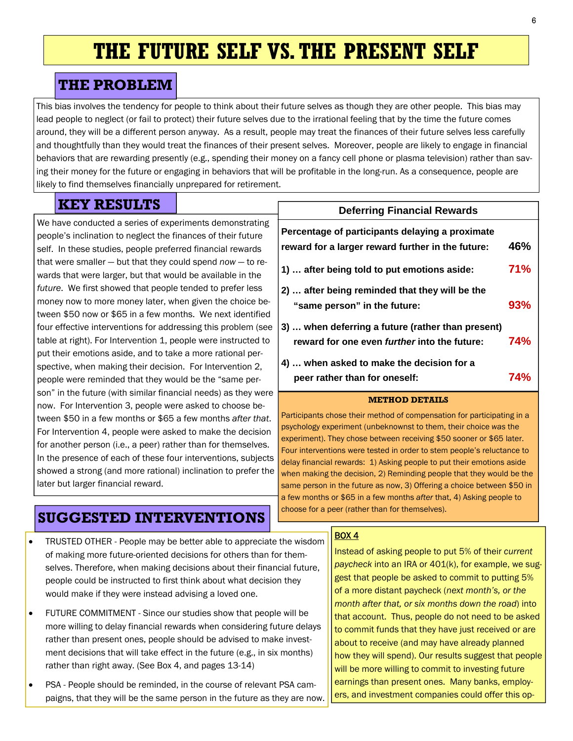# THE FUTURE SELF VS. THE PRESENT SELF

## THE PROBLEM

This bias involves the tendency for people to think about their future selves as though they are other people. This bias may lead people to neglect (or fail to protect) their future selves due to the irrational feeling that by the time the future comes around, they will be a different person anyway. As a result, people may treat the finances of their future selves less carefully and thoughtfully than they would treat the finances of their present selves. Moreover, people are likely to engage in financial behaviors that are rewarding presently (e.g., spending their money on a fancy cell phone or plasma television) rather than saving their money for the future or engaging in behaviors that will be profitable in the long-run. As a consequence, people are likely to find themselves financially unprepared for retirement.

## KEY RESULTS

We have conducted a series of experiments demonstrating people's inclination to neglect the finances of their future self. In these studies, people preferred financial rewards that were smaller — but that they could spend *now* — to rewards that were larger, but that would be available in the *future*. We first showed that people tended to prefer less money now to more money later, when given the choice between $50 now or $65 in a few months. We next identified four effective interventions for addressing this problem (see table at right). For Intervention 1, people were instructed to put their emotions aside, and to take a more rational perspective, when making their decision. For Intervention 2, people were reminded that they would be the "same person" in the future (with similar financial needs) as they were now. For Intervention 3, people were asked to choose between $50 in a few months or $65 a few months *after that*. For Intervention 4, people were asked to make the decision for another person (i.e., a peer) rather than for themselves. In the presence of each of these four interventions, subjects showed a strong (and more rational) inclination to prefer the later but larger financial reward.

| Deferring Financial Rewards | |
|---|---|
| **Percentage of participants delaying a proximate reward for a larger reward further in the future:** | **46%** |
| **1) … after being told to put emotions aside:** | **71%** |
| **2) … after being reminded that they will be the "same person" in the future:** | **93%** |
| **3) … when deferring a future (rather than present) reward for one even *further* into the future:** | **74%** |
| **4) … when asked to make the decision for a peer rather than for oneself:** | **74%** |

### METHOD DETAILS

Participants chose their method of compensation for participating in a psychology experiment (unbeknownst to them, their choice *was* the experiment). They chose between receiving $50 sooner or $65 later. Four interventions were tested in order to stem people's reluctance to delay financial rewards: 1) Asking people to put their emotions aside when making the decision, 2) Reminding people that they would be the same person in the future as now, 3) Offering a choice between $50 in a few months or $65 in a few months *after* that, 4) Asking people to choose for a peer (rather than for themselves).

## SUGGESTED INTERVENTIONS

- TRUSTED OTHER - People may be better able to appreciate the wisdom of making more future-oriented decisions for others than for themselves. Therefore, when making decisions about their financial future, people could be instructed to first think about what decision they would make if they were instead advising a loved one.
- FUTURE COMMITMENT - Since our studies show that people will be more willing to delay financial rewards when considering future delays rather than present ones, people should be advised to make investment decisions that will take effect in the future (e.g., in six months) rather than right away. (See Box 4, and pages 13-14)
- PSA - People should be reminded, in the course of relevant PSA campaigns, that they will be the same person in the future as they are now.

**BOX 4**

Instead of asking people to put 5% of their *current paycheck* into an IRA or 401(k), for example, we suggest that people be asked to commit to putting 5% of a more distant paycheck (*next month's, or the month after that, or six months down the road*) into that account. Thus, people do not need to be asked to commit funds that they have just received or are about to receive (and may have already planned how they will spend). Our results suggest that people will be more willing to commit to investing future earnings than present ones. Many banks, employers, and investment companies could offer this op-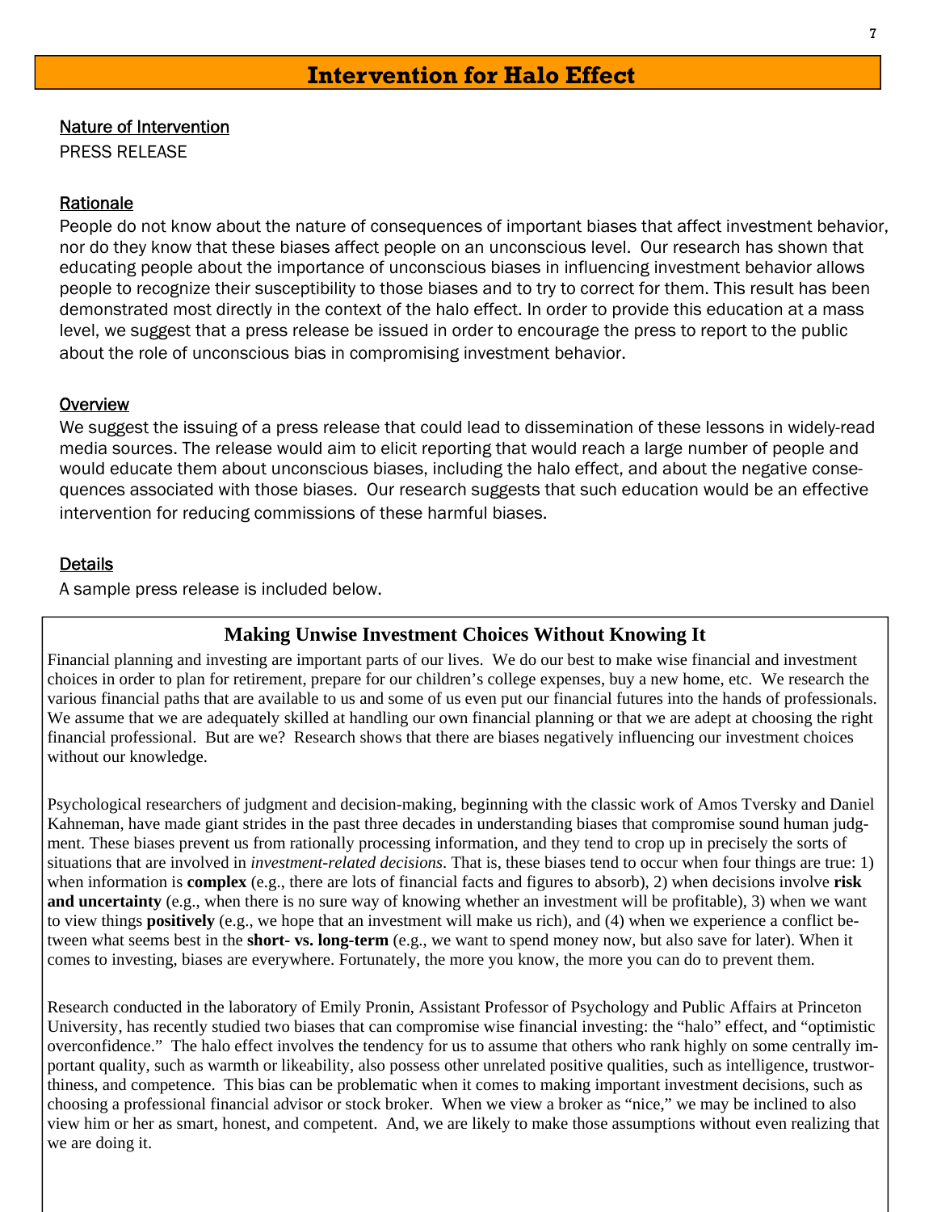## Intervention for Halo Effect

<u>Nature of Intervention</u>

PRESS RELEASE

<u>Rationale</u>

People do not know about the nature of consequences of important biases that affect investment behavior, nor do they know that these biases affect people on an unconscious level. Our research has shown that educating people about the importance of unconscious biases in influencing investment behavior allows people to recognize their susceptibility to those biases and to try to correct for them. This result has been demonstrated most directly in the context of the halo effect. In order to provide this education at a mass level, we suggest that a press release be issued in order to encourage the press to report to the public about the role of unconscious bias in compromising investment behavior.

<u>Overview</u>

We suggest the issuing of a press release that could lead to dissemination of these lessons in widely-read media sources. The release would aim to elicit reporting that would reach a large number of people and would educate them about unconscious biases, including the halo effect, and about the negative consequences associated with those biases. Our research suggests that such education would be an effective intervention for reducing commissions of these harmful biases.

<u>Details</u>

A sample press release is included below.

### Making Unwise Investment Choices Without Knowing It

Financial planning and investing are important parts of our lives. We do our best to make wise financial and investment choices in order to plan for retirement, prepare for our children's college expenses, buy a new home, etc. We research the various financial paths that are available to us and some of us even put our financial futures into the hands of professionals. We assume that we are adequately skilled at handling our own financial planning or that we are adept at choosing the right financial professional. But are we? Research shows that there are biases negatively influencing our investment choices without our knowledge.

Psychological researchers of judgment and decision-making, beginning with the classic work of Amos Tversky and Daniel Kahneman, have made giant strides in the past three decades in understanding biases that compromise sound human judgment. These biases prevent us from rationally processing information, and they tend to crop up in precisely the sorts of situations that are involved in *investment-related decisions*. That is, these biases tend to occur when four things are true: 1) when information is **complex** (e.g., there are lots of financial facts and figures to absorb), 2) when decisions involve **risk and uncertainty** (e.g., when there is no sure way of knowing whether an investment will be profitable), 3) when we want to view things **positively** (e.g., we hope that an investment will make us rich), and (4) when we experience a conflict between what seems best in the **short- vs. long-term** (e.g., we want to spend money now, but also save for later). When it comes to investing, biases are everywhere. Fortunately, the more you know, the more you can do to prevent them.

Research conducted in the laboratory of Emily Pronin, Assistant Professor of Psychology and Public Affairs at Princeton University, has recently studied two biases that can compromise wise financial investing: the "halo" effect, and "optimistic overconfidence." The halo effect involves the tendency for us to assume that others who rank highly on some centrally important quality, such as warmth or likeability, also possess other unrelated positive qualities, such as intelligence, trustworthiness, and competence. This bias can be problematic when it comes to making important investment decisions, such as choosing a professional financial advisor or stock broker. When we view a broker as "nice," we may be inclined to also view him or her as smart, honest, and competent. And, we are likely to make those assumptions without even realizing that we are doing it.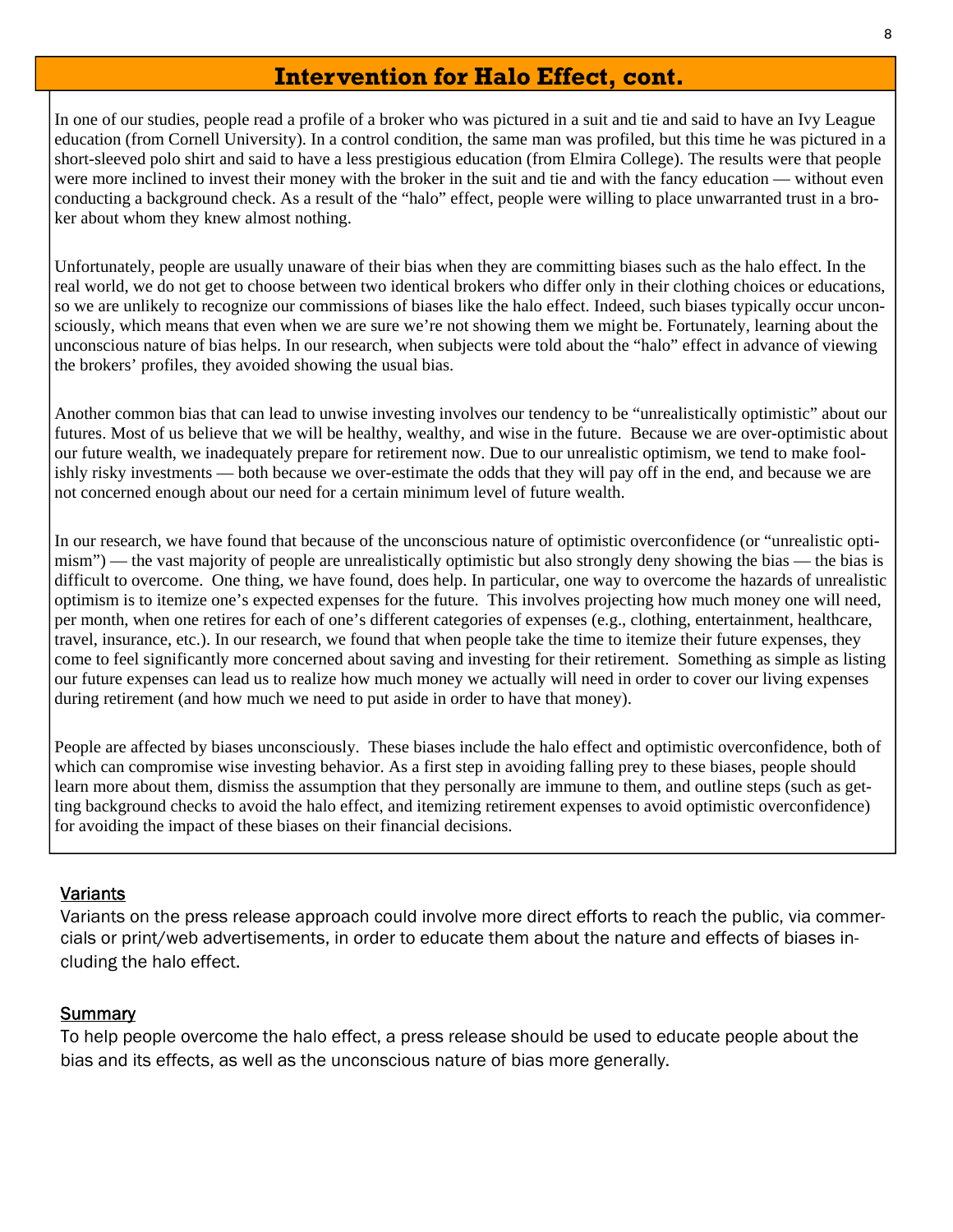## Intervention for Halo Effect, cont.

In one of our studies, people read a profile of a broker who was pictured in a suit and tie and said to have an Ivy League education (from Cornell University). In a control condition, the same man was profiled, but this time he was pictured in a short-sleeved polo shirt and said to have a less prestigious education (from Elmira College). The results were that people were more inclined to invest their money with the broker in the suit and tie and with the fancy education — without even conducting a background check. As a result of the "halo" effect, people were willing to place unwarranted trust in a broker about whom they knew almost nothing.

Unfortunately, people are usually unaware of their bias when they are committing biases such as the halo effect. In the real world, we do not get to choose between two identical brokers who differ only in their clothing choices or educations, so we are unlikely to recognize our commissions of biases like the halo effect. Indeed, such biases typically occur unconsciously, which means that even when we are sure we're not showing them we might be. Fortunately, learning about the unconscious nature of bias helps. In our research, when subjects were told about the "halo" effect in advance of viewing the brokers' profiles, they avoided showing the usual bias.

Another common bias that can lead to unwise investing involves our tendency to be "unrealistically optimistic" about our futures. Most of us believe that we will be healthy, wealthy, and wise in the future. Because we are over-optimistic about our future wealth, we inadequately prepare for retirement now. Due to our unrealistic optimism, we tend to make foolishly risky investments — both because we over-estimate the odds that they will pay off in the end, and because we are not concerned enough about our need for a certain minimum level of future wealth.

In our research, we have found that because of the unconscious nature of optimistic overconfidence (or "unrealistic optimism") — the vast majority of people are unrealistically optimistic but also strongly deny showing the bias — the bias is difficult to overcome. One thing, we have found, does help. In particular, one way to overcome the hazards of unrealistic optimism is to itemize one's expected expenses for the future. This involves projecting how much money one will need, per month, when one retires for each of one's different categories of expenses (e.g., clothing, entertainment, healthcare, travel, insurance, etc.). In our research, we found that when people take the time to itemize their future expenses, they come to feel significantly more concerned about saving and investing for their retirement. Something as simple as listing our future expenses can lead us to realize how much money we actually will need in order to cover our living expenses during retirement (and how much we need to put aside in order to have that money).

People are affected by biases unconsciously. These biases include the halo effect and optimistic overconfidence, both of which can compromise wise investing behavior. As a first step in avoiding falling prey to these biases, people should learn more about them, dismiss the assumption that they personally are immune to them, and outline steps (such as getting background checks to avoid the halo effect, and itemizing retirement expenses to avoid optimistic overconfidence) for avoiding the impact of these biases on their financial decisions.

### Variants

Variants on the press release approach could involve more direct efforts to reach the public, via commercials or print/web advertisements, in order to educate them about the nature and effects of biases including the halo effect.

### Summary

To help people overcome the halo effect, a press release should be used to educate people about the bias and its effects, as well as the unconscious nature of bias more generally.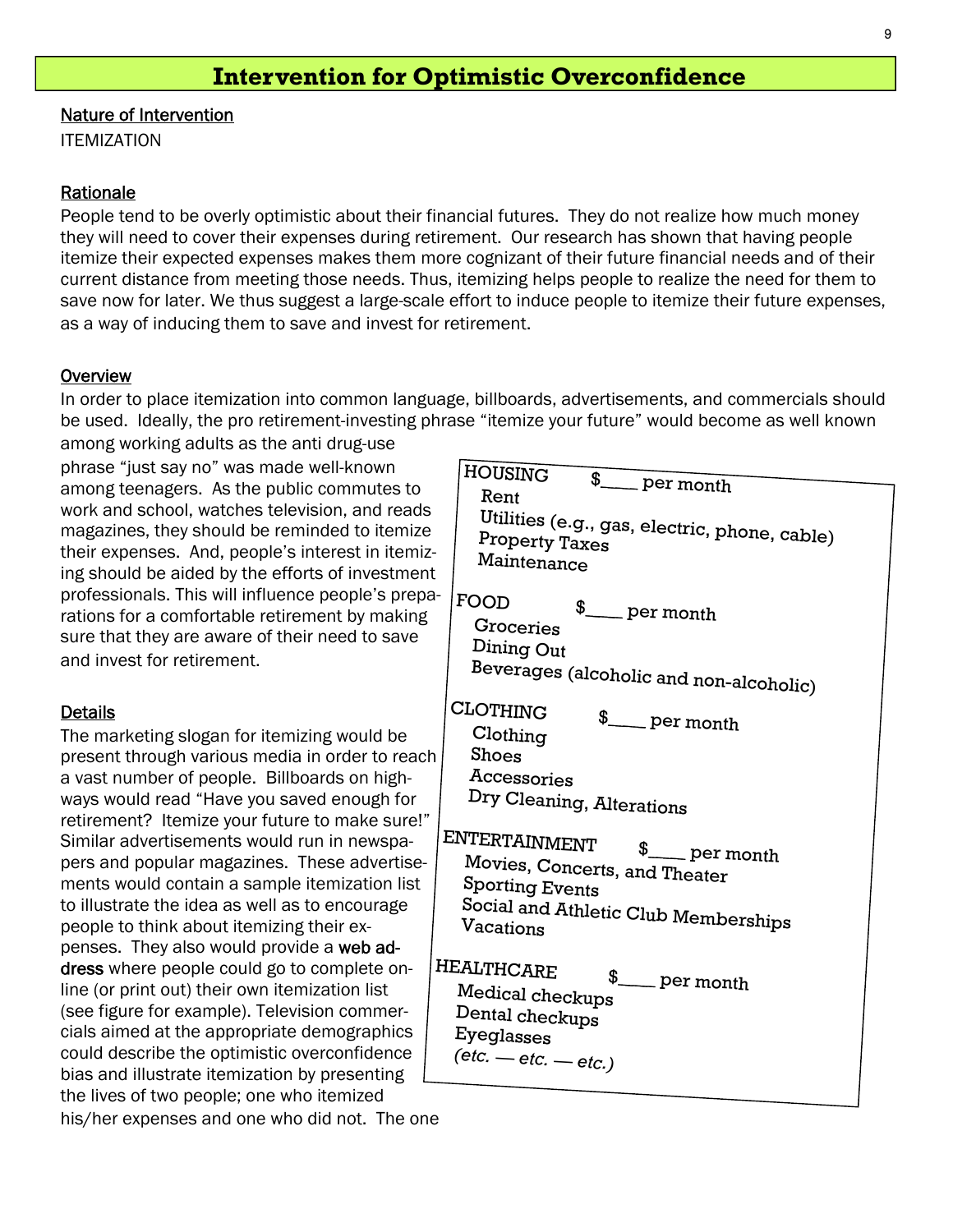# Intervention for Optimistic Overconfidence

Nature of Intervention

ITEMIZATION

Rationale

People tend to be overly optimistic about their financial futures. They do not realize how much money they will need to cover their expenses during retirement. Our research has shown that having people itemize their expected expenses makes them more cognizant of their future financial needs and of their current distance from meeting those needs. Thus, itemizing helps people to realize the need for them to save now for later. We thus suggest a large-scale effort to induce people to itemize their future expenses, as a way of inducing them to save and invest for retirement.

Overview

In order to place itemization into common language, billboards, advertisements, and commercials should be used. Ideally, the pro retirement-investing phrase "itemize your future" would become as well known among working adults as the anti drug-use phrase "just say no" was made well-known among teenagers. As the public commutes to work and school, watches television, and reads magazines, they should be reminded to itemize their expenses. And, people's interest in itemizing should be aided by the efforts of investment professionals. This will influence people's preparations for a comfortable retirement by making sure that they are aware of their need to save and invest for retirement.

Details

The marketing slogan for itemizing would be present through various media in order to reach a vast number of people. Billboards on highways would read "Have you saved enough for retirement? Itemize your future to make sure!" Similar advertisements would run in newspapers and popular magazines. These advertisements would contain a sample itemization list to illustrate the idea as well as to encourage people to think about itemizing their expenses. They also would provide a **web address** where people could go to complete online (or print out) their own itemization list (see figure for example). Television commercials aimed at the appropriate demographics could describe the optimistic overconfidence bias and illustrate itemization by presenting the lives of two people; one who itemized his/her expenses and one who did not. The one

HOUSING $____ per month
- Rent
- Utilities (e.g., gas, electric, phone, cable)
- Property Taxes
- Maintenance

FOOD $____ per month
- Groceries
- Dining Out
- Beverages (alcoholic and non-alcoholic)

CLOTHING $____ per month
- Clothing
- Shoes
- Accessories
- Dry Cleaning, Alterations

ENTERTAINMENT $____ per month
- Movies, Concerts, and Theater
- Sporting Events
- Social and Athletic Club Memberships
- Vacations

HEALTHCARE $____ per month
- Medical checkups
- Dental checkups
- Eyeglasses

*(etc. — etc. — etc.)*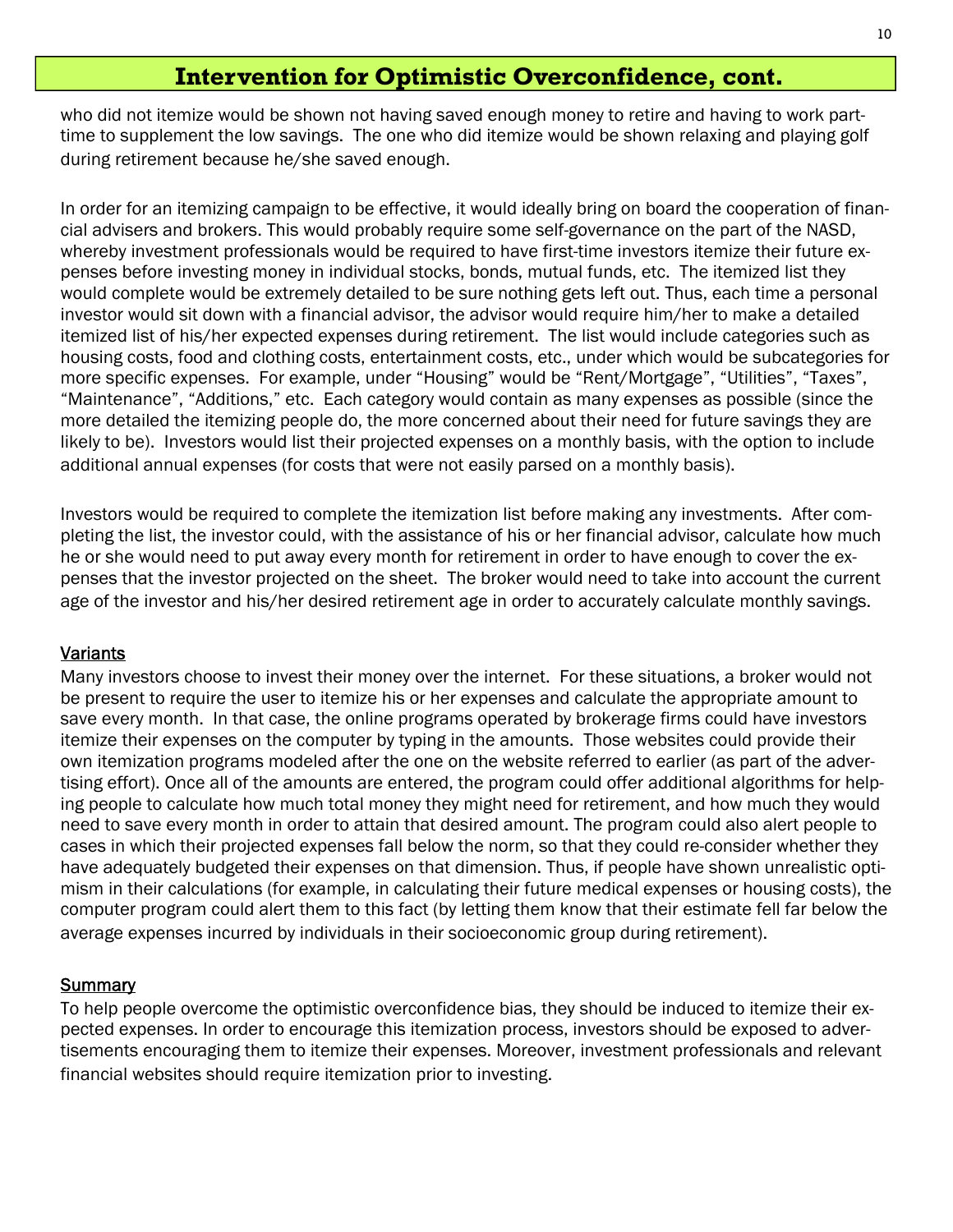# Intervention for Optimistic Overconfidence, cont.

who did not itemize would be shown not having saved enough money to retire and having to work part-time to supplement the low savings. The one who did itemize would be shown relaxing and playing golf during retirement because he/she saved enough.

In order for an itemizing campaign to be effective, it would ideally bring on board the cooperation of financial advisers and brokers. This would probably require some self-governance on the part of the NASD, whereby investment professionals would be required to have first-time investors itemize their future expenses before investing money in individual stocks, bonds, mutual funds, etc. The itemized list they would complete would be extremely detailed to be sure nothing gets left out. Thus, each time a personal investor would sit down with a financial advisor, the advisor would require him/her to make a detailed itemized list of his/her expected expenses during retirement. The list would include categories such as housing costs, food and clothing costs, entertainment costs, etc., under which would be subcategories for more specific expenses. For example, under "Housing" would be "Rent/Mortgage", "Utilities", "Taxes", "Maintenance", "Additions," etc. Each category would contain as many expenses as possible (since the more detailed the itemizing people do, the more concerned about their need for future savings they are likely to be). Investors would list their projected expenses on a monthly basis, with the option to include additional annual expenses (for costs that were not easily parsed on a monthly basis).

Investors would be required to complete the itemization list before making any investments. After completing the list, the investor could, with the assistance of his or her financial advisor, calculate how much he or she would need to put away every month for retirement in order to have enough to cover the expenses that the investor projected on the sheet. The broker would need to take into account the current age of the investor and his/her desired retirement age in order to accurately calculate monthly savings.

<u>Variants</u>

Many investors choose to invest their money over the internet. For these situations, a broker would not be present to require the user to itemize his or her expenses and calculate the appropriate amount to save every month. In that case, the online programs operated by brokerage firms could have investors itemize their expenses on the computer by typing in the amounts. Those websites could provide their own itemization programs modeled after the one on the website referred to earlier (as part of the advertising effort). Once all of the amounts are entered, the program could offer additional algorithms for helping people to calculate how much total money they might need for retirement, and how much they would need to save every month in order to attain that desired amount. The program could also alert people to cases in which their projected expenses fall below the norm, so that they could re-consider whether they have adequately budgeted their expenses on that dimension. Thus, if people have shown unrealistic optimism in their calculations (for example, in calculating their future medical expenses or housing costs), the computer program could alert them to this fact (by letting them know that their estimate fell far below the average expenses incurred by individuals in their socioeconomic group during retirement).

<u>Summary</u>

To help people overcome the optimistic overconfidence bias, they should be induced to itemize their expected expenses. In order to encourage this itemization process, investors should be exposed to advertisements encouraging them to itemize their expenses. Moreover, investment professionals and relevant financial websites should require itemization prior to investing.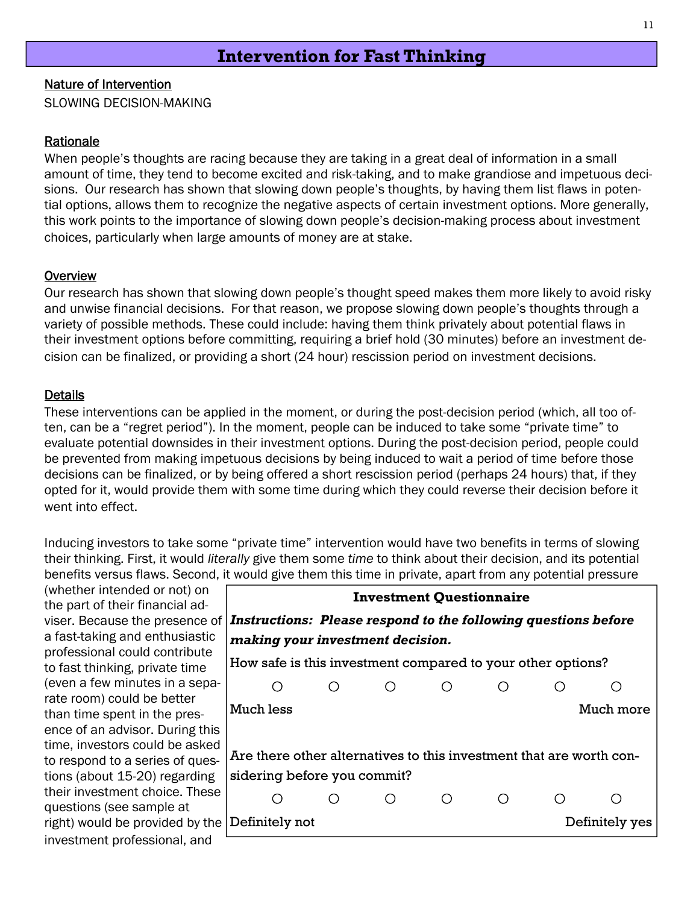## Intervention for Fast Thinking

<u>Nature of Intervention</u>

SLOWING DECISION-MAKING

<u>Rationale</u>

When people's thoughts are racing because they are taking in a great deal of information in a small amount of time, they tend to become excited and risk-taking, and to make grandiose and impetuous decisions. Our research has shown that slowing down people's thoughts, by having them list flaws in potential options, allows them to recognize the negative aspects of certain investment options. More generally, this work points to the importance of slowing down people's decision-making process about investment choices, particularly when large amounts of money are at stake.

<u>Overview</u>

Our research has shown that slowing down people's thought speed makes them more likely to avoid risky and unwise financial decisions. For that reason, we propose slowing down people's thoughts through a variety of possible methods. These could include: having them think privately about potential flaws in their investment options before committing, requiring a brief hold (30 minutes) before an investment decision can be finalized, or providing a short (24 hour) rescission period on investment decisions.

<u>Details</u>

These interventions can be applied in the moment, or during the post-decision period (which, all too often, can be a "regret period"). In the moment, people can be induced to take some "private time" to evaluate potential downsides in their investment options. During the post-decision period, people could be prevented from making impetuous decisions by being induced to wait a period of time before those decisions can be finalized, or by being offered a short rescission period (perhaps 24 hours) that, if they opted for it, would provide them with some time during which they could reverse their decision before it went into effect.

Inducing investors to take some "private time" intervention would have two benefits in terms of slowing their thinking. First, it would *literally* give them some *time* to think about their decision, and its potential benefits versus flaws. Second, it would give them this time in private, apart from any potential pressure (whether intended or not) on the part of their financial adviser. Because the presence of a fast-taking and enthusiastic professional could contribute to fast thinking, private time (even a few minutes in a separate room) could be better than time spent in the presence of an advisor. During this time, investors could be asked to respond to a series of questions (about 15-20) regarding their investment choice. These questions (see sample at right) would be provided by the investment professional, and

**Investment Questionnaire**

***Instructions: Please respond to the following questions before making your investment decision.***

How safe is this investment compared to your other options?

○ ○ ○ ○ ○ ○ ○

Much less — Much more

Are there other alternatives to this investment that are worth considering before you commit?

○ ○ ○ ○ ○ ○ ○

Definitely not — Definitely yes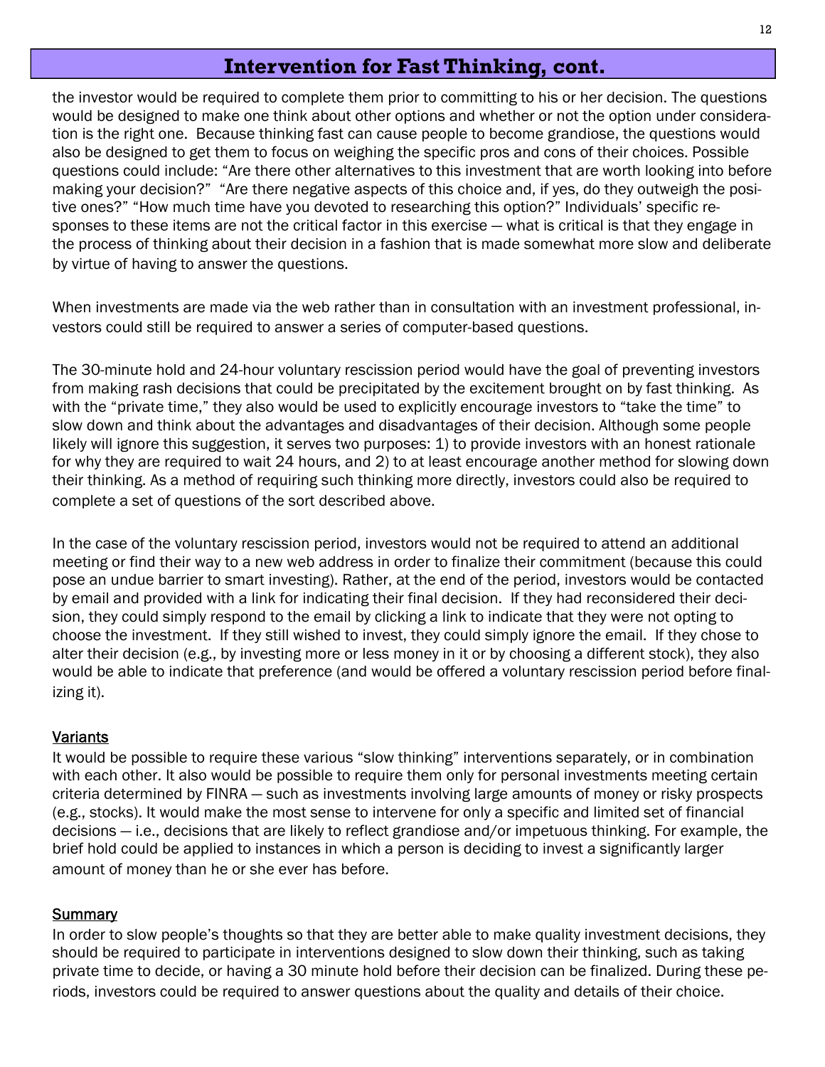## Intervention for Fast Thinking, cont.

the investor would be required to complete them prior to committing to his or her decision. The questions would be designed to make one think about other options and whether or not the option under consideration is the right one. Because thinking fast can cause people to become grandiose, the questions would also be designed to get them to focus on weighing the specific pros and cons of their choices. Possible questions could include: "Are there other alternatives to this investment that are worth looking into before making your decision?" "Are there negative aspects of this choice and, if yes, do they outweigh the positive ones?" "How much time have you devoted to researching this option?" Individuals' specific responses to these items are not the critical factor in this exercise — what is critical is that they engage in the process of thinking about their decision in a fashion that is made somewhat more slow and deliberate by virtue of having to answer the questions.

When investments are made via the web rather than in consultation with an investment professional, investors could still be required to answer a series of computer-based questions.

The 30-minute hold and 24-hour voluntary rescission period would have the goal of preventing investors from making rash decisions that could be precipitated by the excitement brought on by fast thinking. As with the "private time," they also would be used to explicitly encourage investors to "take the time" to slow down and think about the advantages and disadvantages of their decision. Although some people likely will ignore this suggestion, it serves two purposes: 1) to provide investors with an honest rationale for why they are required to wait 24 hours, and 2) to at least encourage another method for slowing down their thinking. As a method of requiring such thinking more directly, investors could also be required to complete a set of questions of the sort described above.

In the case of the voluntary rescission period, investors would not be required to attend an additional meeting or find their way to a new web address in order to finalize their commitment (because this could pose an undue barrier to smart investing). Rather, at the end of the period, investors would be contacted by email and provided with a link for indicating their final decision. If they had reconsidered their decision, they could simply respond to the email by clicking a link to indicate that they were not opting to choose the investment. If they still wished to invest, they could simply ignore the email. If they chose to alter their decision (e.g., by investing more or less money in it or by choosing a different stock), they also would be able to indicate that preference (and would be offered a voluntary rescission period before finalizing it).

### Variants

It would be possible to require these various "slow thinking" interventions separately, or in combination with each other. It also would be possible to require them only for personal investments meeting certain criteria determined by FINRA — such as investments involving large amounts of money or risky prospects (e.g., stocks). It would make the most sense to intervene for only a specific and limited set of financial decisions — i.e., decisions that are likely to reflect grandiose and/or impetuous thinking. For example, the brief hold could be applied to instances in which a person is deciding to invest a significantly larger amount of money than he or she ever has before.

### Summary

In order to slow people's thoughts so that they are better able to make quality investment decisions, they should be required to participate in interventions designed to slow down their thinking, such as taking private time to decide, or having a 30 minute hold before their decision can be finalized. During these periods, investors could be required to answer questions about the quality and details of their choice.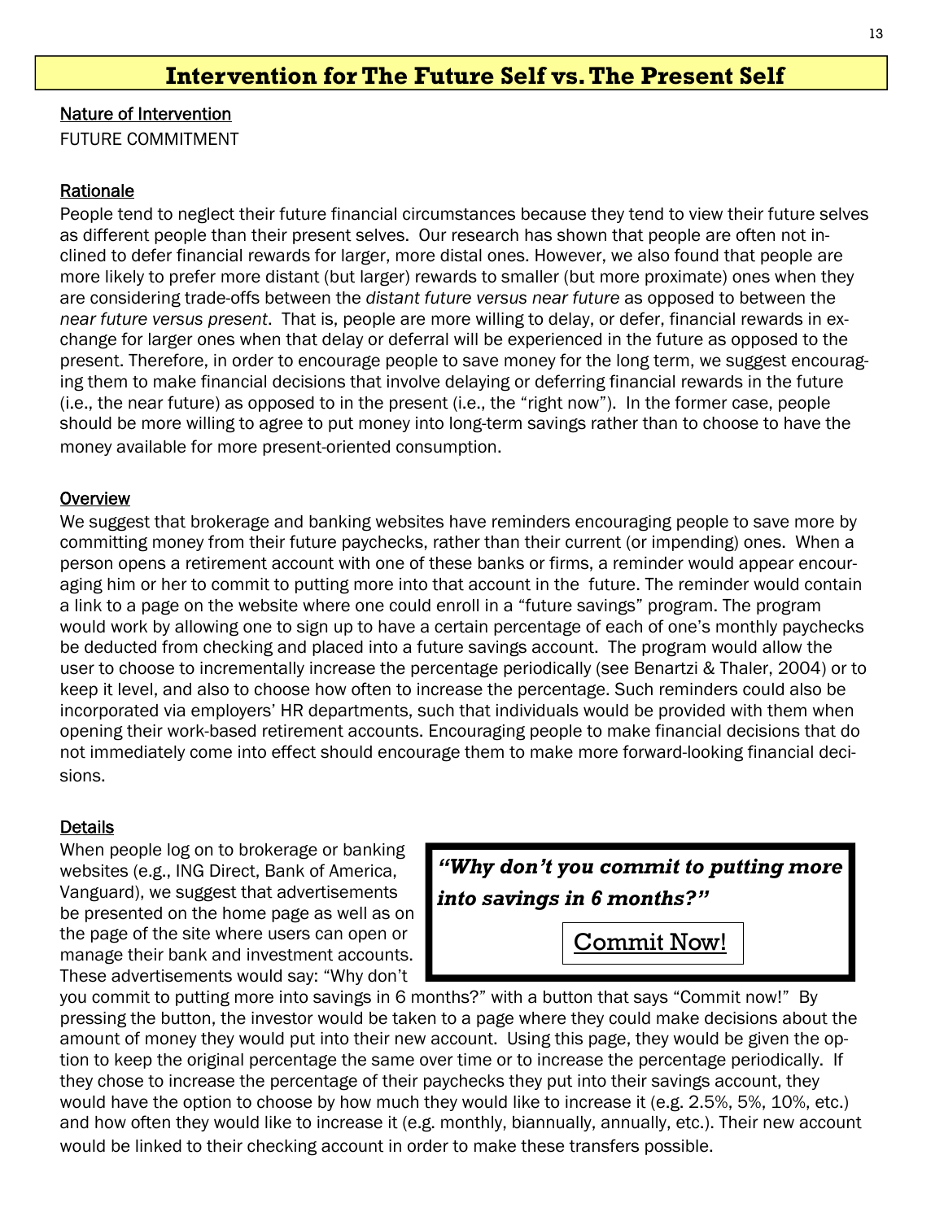## Intervention for The Future Self vs. The Present Self

Nature of Intervention

FUTURE COMMITMENT

Rationale

People tend to neglect their future financial circumstances because they tend to view their future selves as different people than their present selves. Our research has shown that people are often not inclined to defer financial rewards for larger, more distal ones. However, we also found that people are more likely to prefer more distant (but larger) rewards to smaller (but more proximate) ones when they are considering trade-offs between the *distant future versus near future* as opposed to between the *near future versus present*. That is, people are more willing to delay, or defer, financial rewards in exchange for larger ones when that delay or deferral will be experienced in the future as opposed to the present. Therefore, in order to encourage people to save money for the long term, we suggest encouraging them to make financial decisions that involve delaying or deferring financial rewards in the future (i.e., the near future) as opposed to in the present (i.e., the "right now"). In the former case, people should be more willing to agree to put money into long-term savings rather than to choose to have the money available for more present-oriented consumption.

Overview

We suggest that brokerage and banking websites have reminders encouraging people to save more by committing money from their future paychecks, rather than their current (or impending) ones. When a person opens a retirement account with one of these banks or firms, a reminder would appear encouraging him or her to commit to putting more into that account in the future. The reminder would contain a link to a page on the website where one could enroll in a "future savings" program. The program would work by allowing one to sign up to have a certain percentage of each of one's monthly paychecks be deducted from checking and placed into a future savings account. The program would allow the user to choose to incrementally increase the percentage periodically (see Benartzi & Thaler, 2004) or to keep it level, and also to choose how often to increase the percentage. Such reminders could also be incorporated via employers' HR departments, such that individuals would be provided with them when opening their work-based retirement accounts. Encouraging people to make financial decisions that do not immediately come into effect should encourage them to make more forward-looking financial decisions.

Details

> ***"Why don't you commit to putting more into savings in 6 months?"***
>
> Commit Now!

When people log on to brokerage or banking websites (e.g., ING Direct, Bank of America, Vanguard), we suggest that advertisements be presented on the home page as well as on the page of the site where users can open or manage their bank and investment accounts. These advertisements would say: "Why don't you commit to putting more into savings in 6 months?" with a button that says "Commit now!" By pressing the button, the investor would be taken to a page where they could make decisions about the amount of money they would put into their new account. Using this page, they would be given the option to keep the original percentage the same over time or to increase the percentage periodically. If they chose to increase the percentage of their paychecks they put into their savings account, they would have the option to choose by how much they would like to increase it (e.g. 2.5%, 5%, 10%, etc.) and how often they would like to increase it (e.g. monthly, biannually, annually, etc.). Their new account would be linked to their checking account in order to make these transfers possible.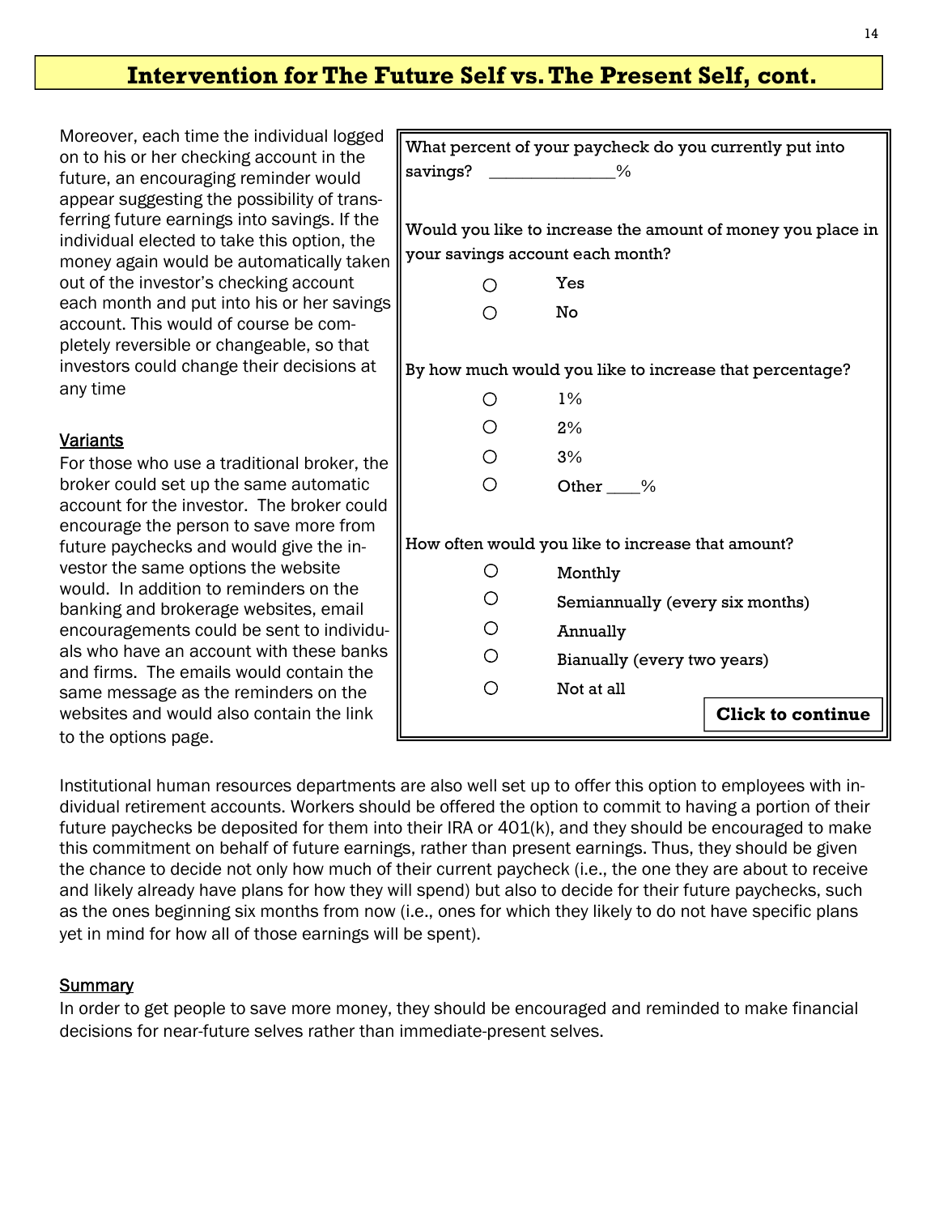## Intervention for The Future Self vs. The Present Self, cont.

Moreover, each time the individual logged on to his or her checking account in the future, an encouraging reminder would appear suggesting the possibility of transferring future earnings into savings. If the individual elected to take this option, the money again would be automatically taken out of the investor's checking account each month and put into his or her savings account. This would of course be completely reversible or changeable, so that investors could change their decisions at any time

What percent of your paycheck do you currently put into savings? ______________%

Would you like to increase the amount of money you place in your savings account each month?

- ○ Yes
- ○ No

By how much would you like to increase that percentage?

- ○ 1%
- ○ 2%
- ○ 3%
- ○ Other ____%

How often would you like to increase that amount?

- ○ Monthly
- ○ Semiannually (every six months)
- ○ Annually
- ○ Bianually (every two years)
- ○ Not at all

**Click to continue**

### Variants

For those who use a traditional broker, the broker could set up the same automatic account for the investor. The broker could encourage the person to save more from future paychecks and would give the investor the same options the website would. In addition to reminders on the banking and brokerage websites, email encouragements could be sent to individuals who have an account with these banks and firms. The emails would contain the same message as the reminders on the websites and would also contain the link to the options page.

Institutional human resources departments are also well set up to offer this option to employees with individual retirement accounts. Workers should be offered the option to commit to having a portion of their future paychecks be deposited for them into their IRA or 401(k), and they should be encouraged to make this commitment on behalf of future earnings, rather than present earnings. Thus, they should be given the chance to decide not only how much of their current paycheck (i.e., the one they are about to receive and likely already have plans for how they will spend) but also to decide for their future paychecks, such as the ones beginning six months from now (i.e., ones for which they likely to do not have specific plans yet in mind for how all of those earnings will be spent).

### Summary

In order to get people to save more money, they should be encouraged and reminded to make financial decisions for near-future selves rather than immediate-present selves.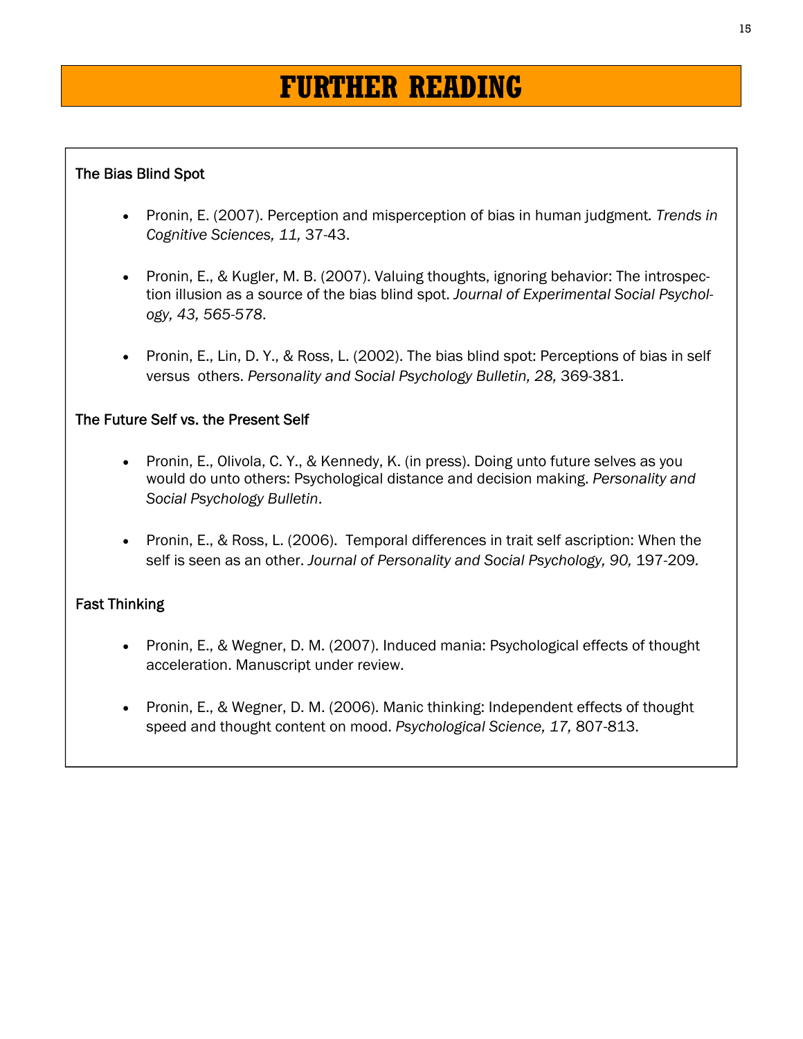# FURTHER READING

### The Bias Blind Spot

- Pronin, E. (2007). Perception and misperception of bias in human judgment. *Trends in Cognitive Sciences, 11,* 37-43.

- Pronin, E., & Kugler, M. B. (2007). Valuing thoughts, ignoring behavior: The introspection illusion as a source of the bias blind spot. *Journal of Experimental Social Psychology, 43, 565-578.*

- Pronin, E., Lin, D. Y., & Ross, L. (2002). The bias blind spot: Perceptions of bias in self versus others. *Personality and Social Psychology Bulletin, 28,* 369-381.

### The Future Self vs. the Present Self

- Pronin, E., Olivola, C. Y., & Kennedy, K. (in press). Doing unto future selves as you would do unto others: Psychological distance and decision making. *Personality and Social Psychology Bulletin*.

- Pronin, E., & Ross, L. (2006). Temporal differences in trait self ascription: When the self is seen as an other. *Journal of Personality and Social Psychology, 90,* 197-209.

### Fast Thinking

- Pronin, E., & Wegner, D. M. (2007). Induced mania: Psychological effects of thought acceleration. Manuscript under review.

- Pronin, E., & Wegner, D. M. (2006). Manic thinking: Independent effects of thought speed and thought content on mood. *Psychological Science, 17,* 807-813.